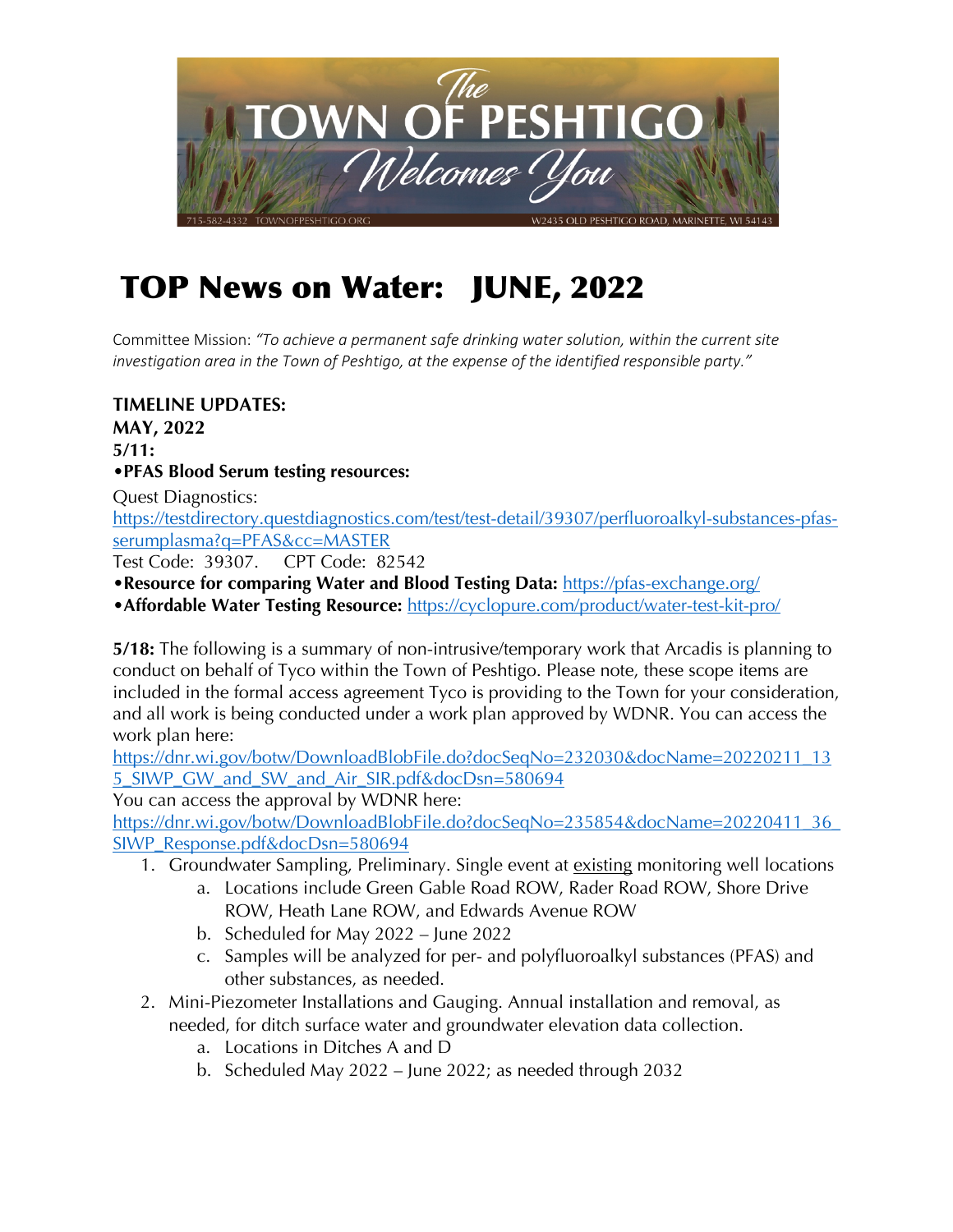The Town of Peshtigo Welcomes You

715-582-4332 TOWNOFPESHTIGO.ORG W2435 OLD PESHTIGO ROAD, MARINETTE, WI 54143

# TOP News on Water: JUNE, 2022

Committee Mission: *"To achieve a permanent safe drinking water solution, within the current site investigation area in the Town of Peshtigo, at the expense of the identified responsible party."*

**TIMELINE UPDATES:**
**MAY, 2022**
**5/11:**
•**PFAS Blood Serum testing resources:**

Quest Diagnostics:
https://testdirectory.questdiagnostics.com/test/test-detail/39307/perfluoroalkyl-substances-pfas-serumplasma?q=PFAS&cc=MASTER
Test Code: 39307. CPT Code: 82542

•**Resource for comparing Water and Blood Testing Data:** https://pfas-exchange.org/

•**Affordable Water Testing Resource:** https://cyclopure.com/product/water-test-kit-pro/

**5/18:** The following is a summary of non-intrusive/temporary work that Arcadis is planning to conduct on behalf of Tyco within the Town of Peshtigo. Please note, these scope items are included in the formal access agreement Tyco is providing to the Town for your consideration, and all work is being conducted under a work plan approved by WDNR. You can access the work plan here:
https://dnr.wi.gov/botw/DownloadBlobFile.do?docSeqNo=232030&docName=20220211_135_SIWP_GW_and_SW_and_Air_SIR.pdf&docDsn=580694
You can access the approval by WDNR here:
https://dnr.wi.gov/botw/DownloadBlobFile.do?docSeqNo=235854&docName=20220411_36_SIWP_Response.pdf&docDsn=580694

1. Groundwater Sampling, Preliminary. Single event at existing monitoring well locations
   a. Locations include Green Gable Road ROW, Rader Road ROW, Shore Drive ROW, Heath Lane ROW, and Edwards Avenue ROW
   b. Scheduled for May 2022 – June 2022
   c. Samples will be analyzed for per- and polyfluoroalkyl substances (PFAS) and other substances, as needed.
2. Mini-Piezometer Installations and Gauging. Annual installation and removal, as needed, for ditch surface water and groundwater elevation data collection.
   a. Locations in Ditches A and D
   b. Scheduled May 2022 – June 2022; as needed through 2032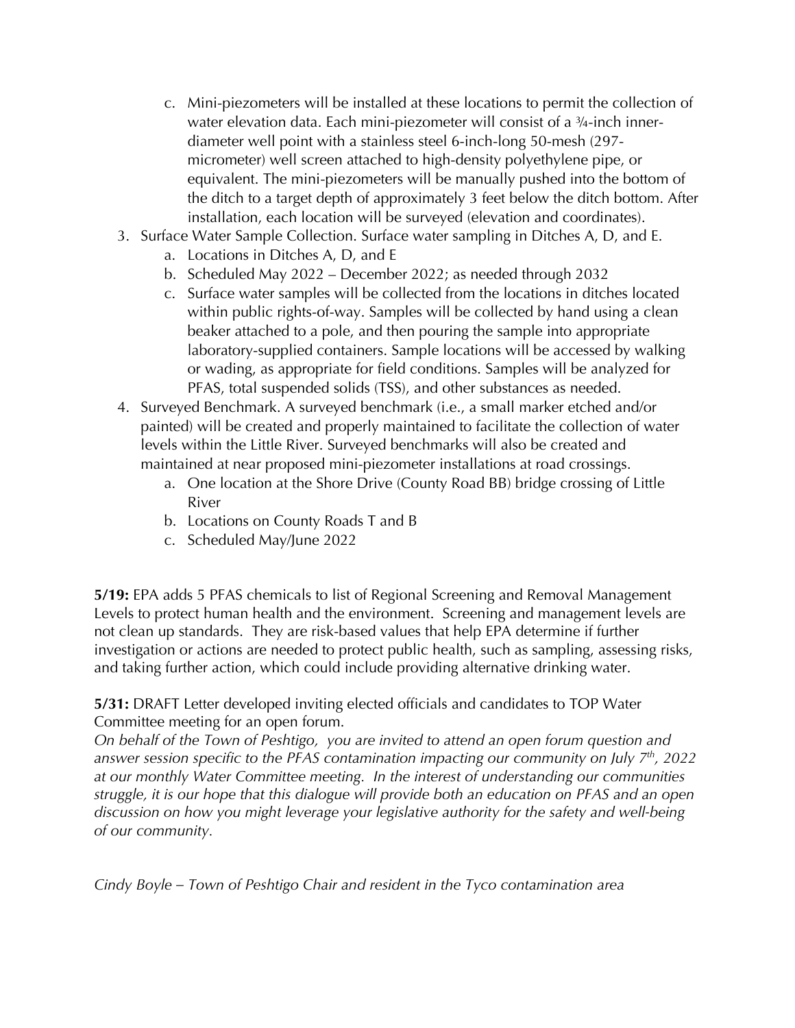c. Mini-piezometers will be installed at these locations to permit the collection of water elevation data. Each mini-piezometer will consist of a ¾-inch inner-diameter well point with a stainless steel 6-inch-long 50-mesh (297-micrometer) well screen attached to high-density polyethylene pipe, or equivalent. The mini-piezometers will be manually pushed into the bottom of the ditch to a target depth of approximately 3 feet below the ditch bottom. After installation, each location will be surveyed (elevation and coordinates).

3. Surface Water Sample Collection. Surface water sampling in Ditches A, D, and E.
   a. Locations in Ditches A, D, and E
   b. Scheduled May 2022 – December 2022; as needed through 2032
   c. Surface water samples will be collected from the locations in ditches located within public rights-of-way. Samples will be collected by hand using a clean beaker attached to a pole, and then pouring the sample into appropriate laboratory-supplied containers. Sample locations will be accessed by walking or wading, as appropriate for field conditions. Samples will be analyzed for PFAS, total suspended solids (TSS), and other substances as needed.
4. Surveyed Benchmark. A surveyed benchmark (i.e., a small marker etched and/or painted) will be created and properly maintained to facilitate the collection of water levels within the Little River. Surveyed benchmarks will also be created and maintained at near proposed mini-piezometer installations at road crossings.
   a. One location at the Shore Drive (County Road BB) bridge crossing of Little River
   b. Locations on County Roads T and B
   c. Scheduled May/June 2022

**5/19:** EPA adds 5 PFAS chemicals to list of Regional Screening and Removal Management Levels to protect human health and the environment. Screening and management levels are not clean up standards. They are risk-based values that help EPA determine if further investigation or actions are needed to protect public health, such as sampling, assessing risks, and taking further action, which could include providing alternative drinking water.

**5/31:** DRAFT Letter developed inviting elected officials and candidates to TOP Water Committee meeting for an open forum.

*On behalf of the Town of Peshtigo, you are invited to attend an open forum question and answer session specific to the PFAS contamination impacting our community on July 7th, 2022 at our monthly Water Committee meeting. In the interest of understanding our communities struggle, it is our hope that this dialogue will provide both an education on PFAS and an open discussion on how you might leverage your legislative authority for the safety and well-being of our community.*

*Cindy Boyle – Town of Peshtigo Chair and resident in the Tyco contamination area*